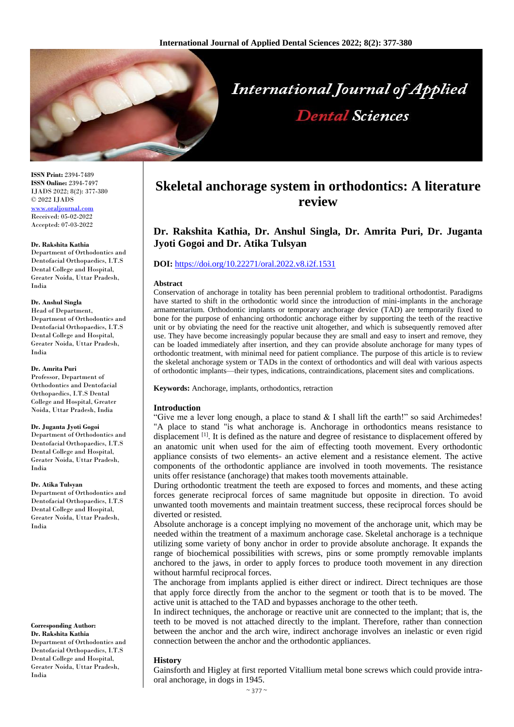# Skeletal anchorage system in orthodontics: A literature review

**Dr. Rakshita Kathia, Dr. Anshul Singla, Dr. Amrita Puri, Dr. Juganta Jyoti Gogoi and Dr. Atika Tulsyan**

**DOI:** https://doi.org/10.22271/oral.2022.v8.i2f.1531

ISSN Print: 2394-7489
ISSN Online: 2394-7497
IJADS 2022; 8(2): 377-380
© 2022 IJADS
www.oraljournal.com
Received: 05-02-2022
Accepted: 07-03-2022

**Dr. Rakshita Kathia**
Department of Orthodontics and Dentofacial Orthopaedics, I.T.S Dental College and Hospital, Greater Noida, Uttar Pradesh, India

**Dr. Anshul Singla**
Head of Department, Department of Orthodontics and Dentofacial Orthopaedics, I.T.S Dental College and Hospital, Greater Noida, Uttar Pradesh, India

**Dr. Amrita Puri**
Professor, Department of Orthodontics and Dentofacial Orthopaedics, I.T.S Dental College and Hospital, Greater Noida, Uttar Pradesh, India

**Dr. Juganta Jyoti Gogoi**
Department of Orthodontics and Dentofacial Orthopaedics, I.T.S Dental College and Hospital, Greater Noida, Uttar Pradesh, India

**Dr. Atika Tulsyan**
Department of Orthodontics and Dentofacial Orthopaedics, I.T.S Dental College and Hospital, Greater Noida, Uttar Pradesh, India

**Corresponding Author:**
**Dr. Rakshita Kathia**
Department of Orthodontics and Dentofacial Orthopaedics, I.T.S Dental College and Hospital, Greater Noida, Uttar Pradesh, India

### Abstract

Conservation of anchorage in totality has been perennial problem to traditional orthodontist. Paradigms have started to shift in the orthodontic world since the introduction of mini-implants in the anchorage armamentarium. Orthodontic implants or temporary anchorage device (TAD) are temporarily fixed to bone for the purpose of enhancing orthodontic anchorage either by supporting the teeth of the reactive unit or by obviating the need for the reactive unit altogether, and which is subsequently removed after use. They have become increasingly popular because they are small and easy to insert and remove, they can be loaded immediately after insertion, and they can provide absolute anchorage for many types of orthodontic treatment, with minimal need for patient compliance. The purpose of this article is to review the skeletal anchorage system or TADs in the context of orthodontics and will deal with various aspects of orthodontic implants—their types, indications, contraindications, placement sites and complications.

**Keywords:** Anchorage, implants, orthodontics, retraction

### Introduction

"Give me a lever long enough, a place to stand & I shall lift the earth!" so said Archimedes! "A place to stand "is what anchorage is. Anchorage in orthodontics means resistance to displacement [1]. It is defined as the nature and degree of resistance to displacement offered by an anatomic unit when used for the aim of effecting tooth movement. Every orthodontic appliance consists of two elements- an active element and a resistance element. The active components of the orthodontic appliance are involved in tooth movements. The resistance units offer resistance (anchorage) that makes tooth movements attainable.

During orthodontic treatment the teeth are exposed to forces and moments, and these acting forces generate reciprocal forces of same magnitude but opposite in direction. To avoid unwanted tooth movements and maintain treatment success, these reciprocal forces should be diverted or resisted.

Absolute anchorage is a concept implying no movement of the anchorage unit, which may be needed within the treatment of a maximum anchorage case. Skeletal anchorage is a technique utilizing some variety of bony anchor in order to provide absolute anchorage. It expands the range of biochemical possibilities with screws, pins or some promptly removable implants anchored to the jaws, in order to apply forces to produce tooth movement in any direction without harmful reciprocal forces.

The anchorage from implants applied is either direct or indirect. Direct techniques are those that apply force directly from the anchor to the segment or tooth that is to be moved. The active unit is attached to the TAD and bypasses anchorage to the other teeth.

In indirect techniques, the anchorage or reactive unit are connected to the implant; that is, the teeth to be moved is not attached directly to the implant. Therefore, rather than connection between the anchor and the arch wire, indirect anchorage involves an inelastic or even rigid connection between the anchor and the orthodontic appliances.

### History

Gainsforth and Higley at first reported Vitallium metal bone screws which could provide intra-oral anchorage, in dogs in 1945.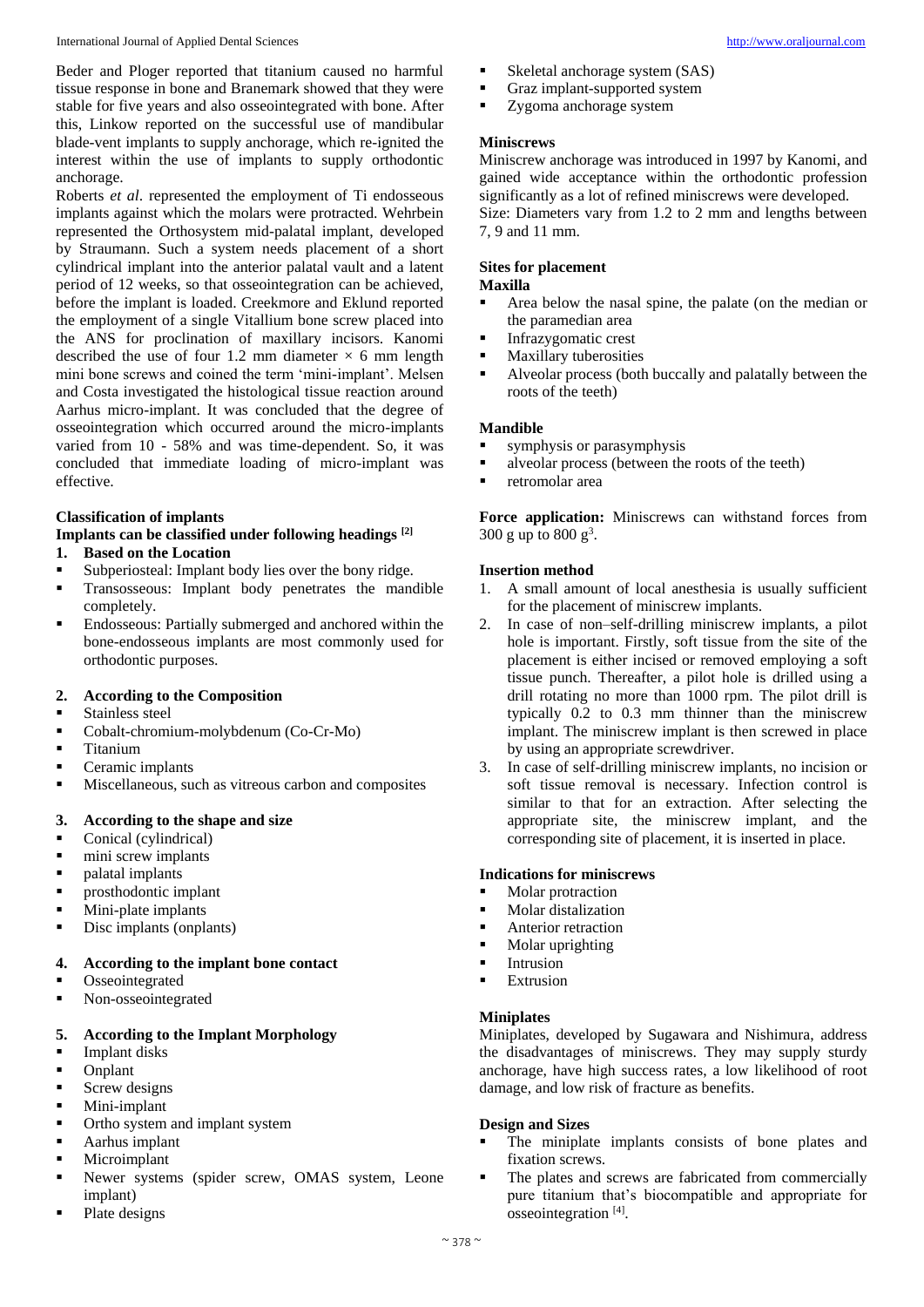Beder and Ploger reported that titanium caused no harmful tissue response in bone and Branemark showed that they were stable for five years and also osseointegrated with bone. After this, Linkow reported on the successful use of mandibular blade-vent implants to supply anchorage, which re-ignited the interest within the use of implants to supply orthodontic anchorage.

Roberts *et al*. represented the employment of Ti endosseous implants against which the molars were protracted. Wehrbein represented the Orthosystem mid-palatal implant, developed by Straumann. Such a system needs placement of a short cylindrical implant into the anterior palatal vault and a latent period of 12 weeks, so that osseointegration can be achieved, before the implant is loaded. Creekmore and Eklund reported the employment of a single Vitallium bone screw placed into the ANS for proclination of maxillary incisors. Kanomi described the use of four 1.2 mm diameter × 6 mm length mini bone screws and coined the term 'mini-implant'. Melsen and Costa investigated the histological tissue reaction around Aarhus micro-implant. It was concluded that the degree of osseointegration which occurred around the micro-implants varied from 10 - 58% and was time-dependent. So, it was concluded that immediate loading of micro-implant was effective.

**Classification of implants**

**Implants can be classified under following headings [2]**

1. **Based on the Location**

- Subperiosteal: Implant body lies over the bony ridge.
- Transosseous: Implant body penetrates the mandible completely.
- Endosseous: Partially submerged and anchored within the bone-endosseous implants are most commonly used for orthodontic purposes.

2. **According to the Composition**

- Stainless steel
- Cobalt-chromium-molybdenum (Co-Cr-Mo)
- Titanium
- Ceramic implants
- Miscellaneous, such as vitreous carbon and composites

3. **According to the shape and size**

- Conical (cylindrical)
- mini screw implants
- palatal implants
- prosthodontic implant
- Mini-plate implants
- Disc implants (onplants)

4. **According to the implant bone contact**

- Osseointegrated
- Non-osseointegrated

5. **According to the Implant Morphology**

- Implant disks
- Onplant
- Screw designs
- Mini-implant
- Ortho system and implant system
- Aarhus implant
- Microimplant
- Newer systems (spider screw, OMAS system, Leone implant)
- Plate designs
- Skeletal anchorage system (SAS)
- Graz implant-supported system
- Zygoma anchorage system

**Miniscrews**

Miniscrew anchorage was introduced in 1997 by Kanomi, and gained wide acceptance within the orthodontic profession significantly as a lot of refined miniscrews were developed.

Size: Diameters vary from 1.2 to 2 mm and lengths between 7, 9 and 11 mm.

**Sites for placement**

**Maxilla**

- Area below the nasal spine, the palate (on the median or the paramedian area
- Infrazygomatic crest
- Maxillary tuberosities
- Alveolar process (both buccally and palatally between the roots of the teeth)

**Mandible**

- symphysis or parasymphysis
- alveolar process (between the roots of the teeth)
- retromolar area

**Force application:** Miniscrews can withstand forces from 300 g up to 800 g[3].

**Insertion method**

1. A small amount of local anesthesia is usually sufficient for the placement of miniscrew implants.
2. In case of non–self-drilling miniscrew implants, a pilot hole is important. Firstly, soft tissue from the site of the placement is either incised or removed employing a soft tissue punch. Thereafter, a pilot hole is drilled using a drill rotating no more than 1000 rpm. The pilot drill is typically 0.2 to 0.3 mm thinner than the miniscrew implant. The miniscrew implant is then screwed in place by using an appropriate screwdriver.
3. In case of self-drilling miniscrew implants, no incision or soft tissue removal is necessary. Infection control is similar to that for an extraction. After selecting the appropriate site, the miniscrew implant, and the corresponding site of placement, it is inserted in place.

**Indications for miniscrews**

- Molar protraction
- Molar distalization
- Anterior retraction
- Molar uprighting
- Intrusion
- Extrusion

**Miniplates**

Miniplates, developed by Sugawara and Nishimura, address the disadvantages of miniscrews. They may supply sturdy anchorage, have high success rates, a low likelihood of root damage, and low risk of fracture as benefits.

**Design and Sizes**

- The miniplate implants consists of bone plates and fixation screws.
- The plates and screws are fabricated from commercially pure titanium that's biocompatible and appropriate for osseointegration [4].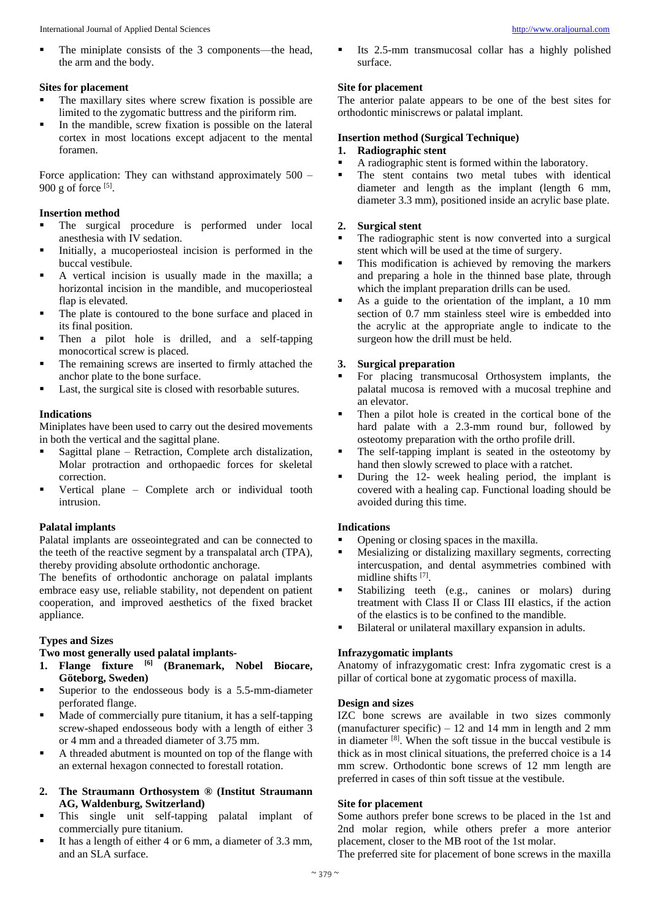- The miniplate consists of the 3 components—the head, the arm and the body.

**Sites for placement**

- The maxillary sites where screw fixation is possible are limited to the zygomatic buttress and the piriform rim.
- In the mandible, screw fixation is possible on the lateral cortex in most locations except adjacent to the mental foramen.

Force application: They can withstand approximately 500 – 900 g of force [5].

**Insertion method**

- The surgical procedure is performed under local anesthesia with IV sedation.
- Initially, a mucoperiosteal incision is performed in the buccal vestibule.
- A vertical incision is usually made in the maxilla; a horizontal incision in the mandible, and mucoperiosteal flap is elevated.
- The plate is contoured to the bone surface and placed in its final position.
- Then a pilot hole is drilled, and a self-tapping monocortical screw is placed.
- The remaining screws are inserted to firmly attached the anchor plate to the bone surface.
- Last, the surgical site is closed with resorbable sutures.

**Indications**

Miniplates have been used to carry out the desired movements in both the vertical and the sagittal plane.

- Sagittal plane – Retraction, Complete arch distalization, Molar protraction and orthopaedic forces for skeletal correction.
- Vertical plane – Complete arch or individual tooth intrusion.

**Palatal implants**

Palatal implants are osseointegrated and can be connected to the teeth of the reactive segment by a transpalatal arch (TPA), thereby providing absolute orthodontic anchorage.

The benefits of orthodontic anchorage on palatal implants embrace easy use, reliable stability, not dependent on patient cooperation, and improved aesthetics of the fixed bracket appliance.

**Types and Sizes**

**Two most generally used palatal implants-**

1. **Flange fixture [6] (Branemark, Nobel Biocare, Göteborg, Sweden)**
   - Superior to the endosseous body is a 5.5-mm-diameter perforated flange.
   - Made of commercially pure titanium, it has a self-tapping screw-shaped endosseous body with a length of either 3 or 4 mm and a threaded diameter of 3.75 mm.
   - A threaded abutment is mounted on top of the flange with an external hexagon connected to forestall rotation.
2. **The Straumann Orthosystem ® (Institut Straumann AG, Waldenburg, Switzerland)**
   - This single unit self-tapping palatal implant of commercially pure titanium.
   - It has a length of either 4 or 6 mm, a diameter of 3.3 mm, and an SLA surface.
   - Its 2.5-mm transmucosal collar has a highly polished surface.

**Site for placement**

The anterior palate appears to be one of the best sites for orthodontic miniscrews or palatal implant.

**Insertion method (Surgical Technique)**

1. **Radiographic stent**
   - A radiographic stent is formed within the laboratory.
   - The stent contains two metal tubes with identical diameter and length as the implant (length 6 mm, diameter 3.3 mm), positioned inside an acrylic base plate.
2. **Surgical stent**
   - The radiographic stent is now converted into a surgical stent which will be used at the time of surgery.
   - This modification is achieved by removing the markers and preparing a hole in the thinned base plate, through which the implant preparation drills can be used.
   - As a guide to the orientation of the implant, a 10 mm section of 0.7 mm stainless steel wire is embedded into the acrylic at the appropriate angle to indicate to the surgeon how the drill must be held.
3. **Surgical preparation**
   - For placing transmucosal Orthosystem implants, the palatal mucosa is removed with a mucosal trephine and an elevator.
   - Then a pilot hole is created in the cortical bone of the hard palate with a 2.3-mm round bur, followed by osteotomy preparation with the ortho profile drill.
   - The self-tapping implant is seated in the osteotomy by hand then slowly screwed to place with a ratchet.
   - During the 12- week healing period, the implant is covered with a healing cap. Functional loading should be avoided during this time.

**Indications**

- Opening or closing spaces in the maxilla.
- Mesializing or distalizing maxillary segments, correcting intercuspation, and dental asymmetries combined with midline shifts [7].
- Stabilizing teeth (e.g., canines or molars) during treatment with Class II or Class III elastics, if the action of the elastics is to be confined to the mandible.
- Bilateral or unilateral maxillary expansion in adults.

**Infrazygomatic implants**

Anatomy of infrazygomatic crest: Infra zygomatic crest is a pillar of cortical bone at zygomatic process of maxilla.

**Design and sizes**

IZC bone screws are available in two sizes commonly (manufacturer specific) – 12 and 14 mm in length and 2 mm in diameter [8]. When the soft tissue in the buccal vestibule is thick as in most clinical situations, the preferred choice is a 14 mm screw. Orthodontic bone screws of 12 mm length are preferred in cases of thin soft tissue at the vestibule.

**Site for placement**

Some authors prefer bone screws to be placed in the 1st and 2nd molar region, while others prefer a more anterior placement, closer to the MB root of the 1st molar.

The preferred site for placement of bone screws in the maxilla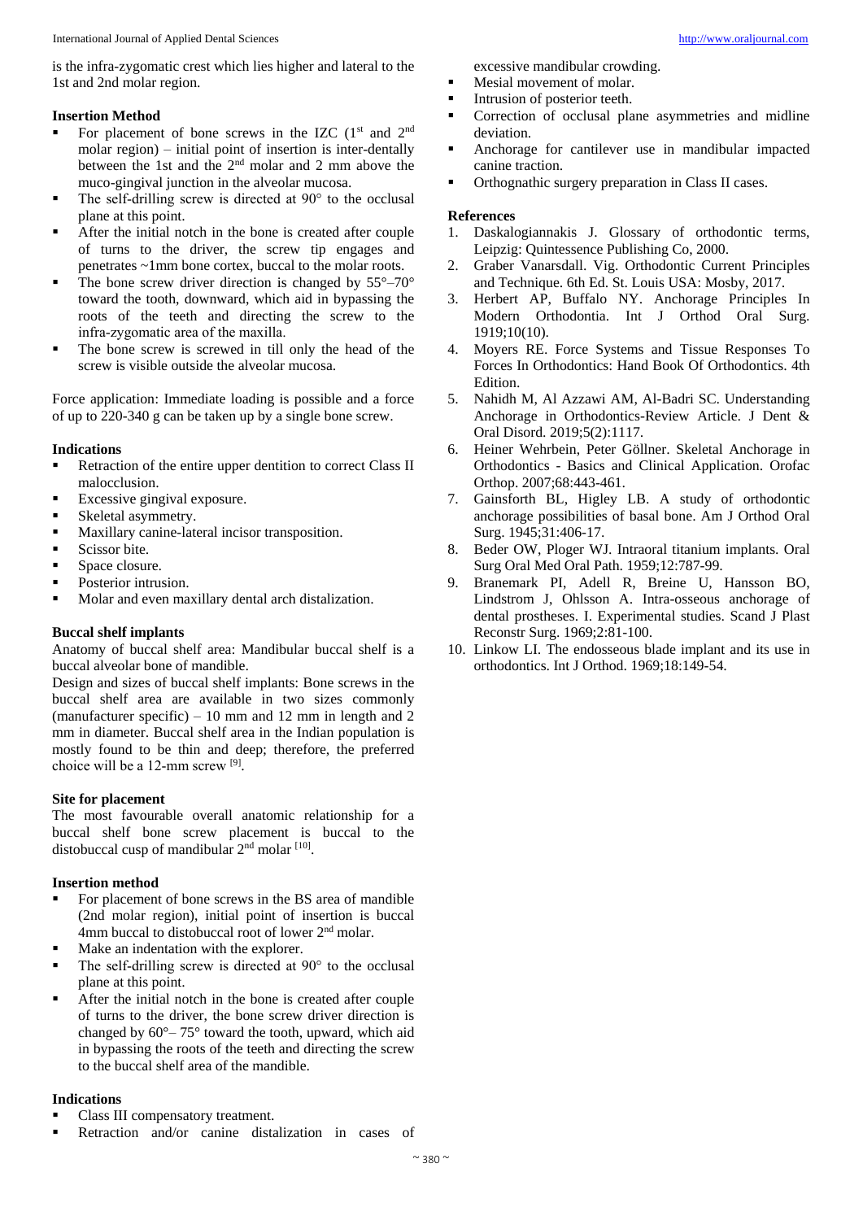is the infra-zygomatic crest which lies higher and lateral to the 1st and 2nd molar region.

**Insertion Method**

- For placement of bone screws in the IZC (1st and 2nd molar region) – initial point of insertion is inter-dentally between the 1st and the 2nd molar and 2 mm above the muco-gingival junction in the alveolar mucosa.
- The self-drilling screw is directed at 90° to the occlusal plane at this point.
- After the initial notch in the bone is created after couple of turns to the driver, the screw tip engages and penetrates ~1mm bone cortex, buccal to the molar roots.
- The bone screw driver direction is changed by 55°–70° toward the tooth, downward, which aid in bypassing the roots of the teeth and directing the screw to the infra-zygomatic area of the maxilla.
- The bone screw is screwed in till only the head of the screw is visible outside the alveolar mucosa.

Force application: Immediate loading is possible and a force of up to 220-340 g can be taken up by a single bone screw.

**Indications**

- Retraction of the entire upper dentition to correct Class II malocclusion.
- Excessive gingival exposure.
- Skeletal asymmetry.
- Maxillary canine-lateral incisor transposition.
- Scissor bite.
- Space closure.
- Posterior intrusion.
- Molar and even maxillary dental arch distalization.

**Buccal shelf implants**

Anatomy of buccal shelf area: Mandibular buccal shelf is a buccal alveolar bone of mandible.

Design and sizes of buccal shelf implants: Bone screws in the buccal shelf area are available in two sizes commonly (manufacturer specific) – 10 mm and 12 mm in length and 2 mm in diameter. Buccal shelf area in the Indian population is mostly found to be thin and deep; therefore, the preferred choice will be a 12-mm screw [9].

**Site for placement**

The most favourable overall anatomic relationship for a buccal shelf bone screw placement is buccal to the distobuccal cusp of mandibular 2nd molar [10].

**Insertion method**

- For placement of bone screws in the BS area of mandible (2nd molar region), initial point of insertion is buccal 4mm buccal to distobuccal root of lower 2nd molar.
- Make an indentation with the explorer.
- The self-drilling screw is directed at 90° to the occlusal plane at this point.
- After the initial notch in the bone is created after couple of turns to the driver, the bone screw driver direction is changed by 60°– 75° toward the tooth, upward, which aid in bypassing the roots of the teeth and directing the screw to the buccal shelf area of the mandible.

**Indications**

- Class III compensatory treatment.
- Retraction and/or canine distalization in cases of excessive mandibular crowding.
- Mesial movement of molar.
- Intrusion of posterior teeth.
- Correction of occlusal plane asymmetries and midline deviation.
- Anchorage for cantilever use in mandibular impacted canine traction.
- Orthognathic surgery preparation in Class II cases.

**References**

1. Daskalogiannakis J. Glossary of orthodontic terms, Leipzig: Quintessence Publishing Co, 2000.
2. Graber Vanarsdall. Vig. Orthodontic Current Principles and Technique. 6th Ed. St. Louis USA: Mosby, 2017.
3. Herbert AP, Buffalo NY. Anchorage Principles In Modern Orthodontia. Int J Orthod Oral Surg. 1919;10(10).
4. Moyers RE. Force Systems and Tissue Responses To Forces In Orthodontics: Hand Book Of Orthodontics. 4th Edition.
5. Nahidh M, Al Azzawi AM, Al-Badri SC. Understanding Anchorage in Orthodontics-Review Article. J Dent & Oral Disord. 2019;5(2):1117.
6. Heiner Wehrbein, Peter Göllner. Skeletal Anchorage in Orthodontics - Basics and Clinical Application. Orofac Orthop. 2007;68:443-461.
7. Gainsforth BL, Higley LB. A study of orthodontic anchorage possibilities of basal bone. Am J Orthod Oral Surg. 1945;31:406-17.
8. Beder OW, Ploger WJ. Intraoral titanium implants. Oral Surg Oral Med Oral Path. 1959;12:787-99.
9. Branemark PI, Adell R, Breine U, Hansson BO, Lindstrom J, Ohlsson A. Intra-osseous anchorage of dental prostheses. I. Experimental studies. Scand J Plast Reconstr Surg. 1969;2:81-100.
10. Linkow LI. The endosseous blade implant and its use in orthodontics. Int J Orthod. 1969;18:149-54.